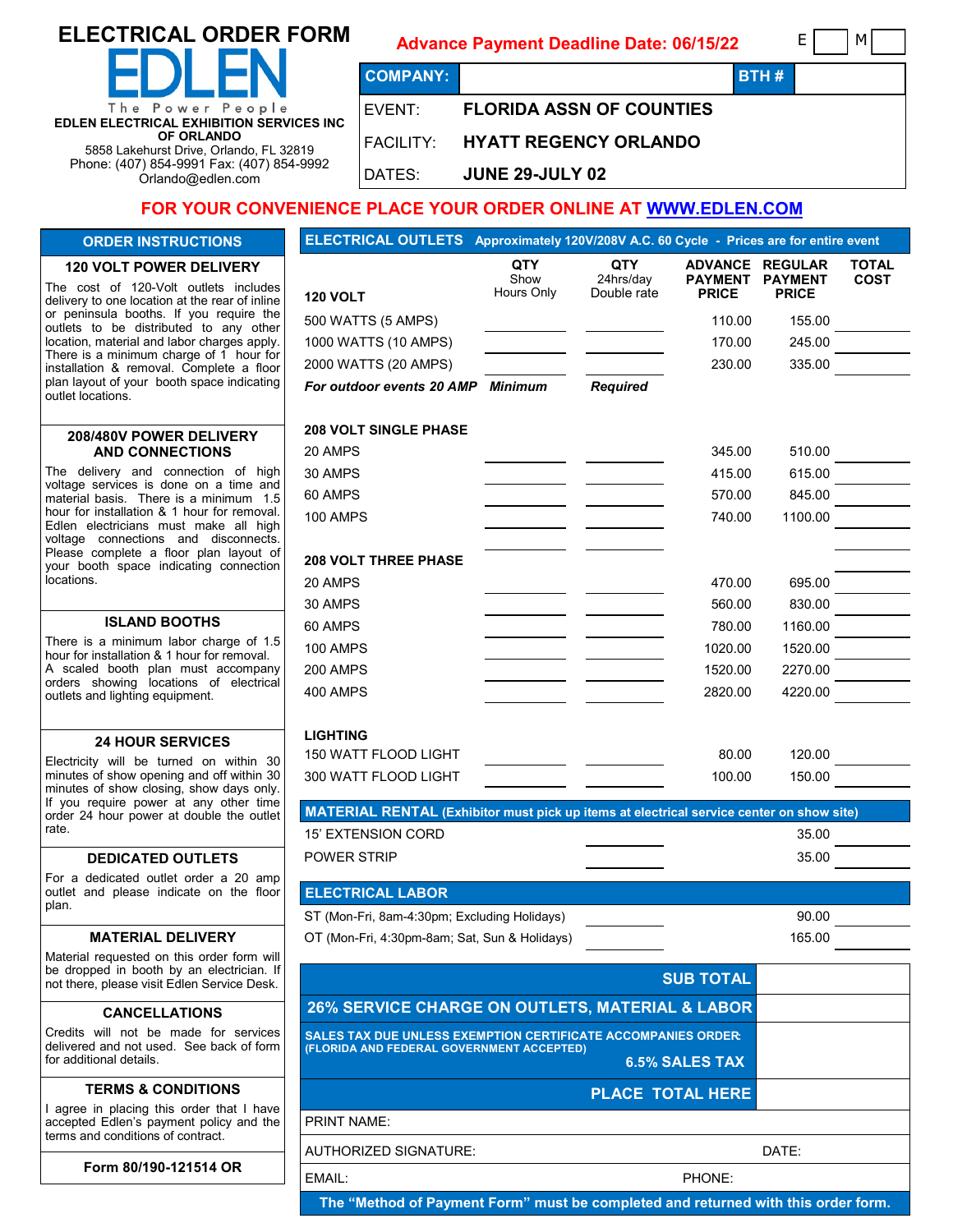# ELECTRICAL ORDER FORM

**EDLEN**

The Power People

**EDLEN ELECTRICAL EXHIBITION SERVICES INC OF ORLANDO**

5858 Lakehurst Drive, Orlando, FL 32819
Phone: (407) 854-9991 Fax: (407) 854-9992
Orlando@edlen.com

**Advance Payment Deadline Date: 06/15/22**

E ____ M ____

| COMPANY: | | BTH # | |
|---|---|---|---|
| EVENT: | **FLORIDA ASSN OF COUNTIES** | | |
| FACILITY: | **HYATT REGENCY ORLANDO** | | |
| DATES: | **JUNE 29-JULY 02** | | |

**FOR YOUR CONVENIENCE PLACE YOUR ORDER ONLINE AT WWW.EDLEN.COM**

## ORDER INSTRUCTIONS

### 120 VOLT POWER DELIVERY

The cost of 120-Volt outlets includes delivery to one location at the rear of inline or peninsula booths. If you require the outlets to be distributed to any other location, material and labor charges apply. There is a minimum charge of 1 hour for installation & removal. Complete a floor plan layout of your booth space indicating outlet locations.

### 208/480V POWER DELIVERY AND CONNECTIONS

The delivery and connection of high voltage services is done on a time and material basis. There is a minimum 1.5 hour for installation & 1 hour for removal. Edlen electricians must make all high voltage connections and disconnects. Please complete a floor layout of your booth space indicating connection locations.

### ISLAND BOOTHS

There is a minimum labor charge of 1.5 hour for installation & 1 hour for removal. A scaled booth plan must accompany orders showing locations of electrical outlets and lighting equipment.

### 24 HOUR SERVICES

Electricity will be turned on within 30 minutes of show opening and off within 30 minutes of show closing, show days only. If you require power at any other time order 24 hour power at double the outlet rate.

### DEDICATED OUTLETS

For a dedicated outlet order a 20 amp outlet and please indicate on the floor plan.

### MATERIAL DELIVERY

Material requested on this order form will be dropped in booth by an electrician. If not there, please visit Edlen Service Desk.

### CANCELLATIONS

Credits will not be made for services delivered and not used. See back of form for additional details.

### TERMS & CONDITIONS

I agree in placing this order that I have accepted Edlen's payment policy and the terms and conditions of contract.

**Form 80/190-121514 OR**

## ELECTRICAL OUTLETS Approximately 120V/208V A.C. 60 Cycle - Prices are for entire event

| **120 VOLT** | **QTY** Show Hours Only | **QTY** 24hrs/day Double rate | **ADVANCE PAYMENT PRICE** | **REGULAR PAYMENT PRICE** | **TOTAL COST** |
|---|---|---|---|---|---|
| 500 WATTS (5 AMPS) | | | 110.00 | 155.00 | |
| 1000 WATTS (10 AMPS) | | | 170.00 | 245.00 | |
| 2000 WATTS (20 AMPS) | | | 230.00 | 335.00 | |
| ***For outdoor events 20 AMP*** | ***Minimum*** | ***Required*** | | | |
| **208 VOLT SINGLE PHASE** | | | | | |
| 20 AMPS | | | 345.00 | 510.00 | |
| 30 AMPS | | | 415.00 | 615.00 | |
| 60 AMPS | | | 570.00 | 845.00 | |
| 100 AMPS | | | 740.00 | 1100.00 | |
| **208 VOLT THREE PHASE** | | | | | |
| 20 AMPS | | | 470.00 | 695.00 | |
| 30 AMPS | | | 560.00 | 830.00 | |
| 60 AMPS | | | 780.00 | 1160.00 | |
| 100 AMPS | | | 1020.00 | 1520.00 | |
| 200 AMPS | | | 1520.00 | 2270.00 | |
| 400 AMPS | | | 2820.00 | 4220.00 | |
| **LIGHTING** | | | | | |
| 150 WATT FLOOD LIGHT | | | 80.00 | 120.00 | |
| 300 WATT FLOOD LIGHT | | | 100.00 | 150.00 | |

## MATERIAL RENTAL (Exhibitor must pick up items at electrical service center on show site)

| Item | QTY | Price | Total |
|---|---|---|---|
| 15' EXTENSION CORD | | 35.00 | |
| POWER STRIP | | 35.00 | |

## ELECTRICAL LABOR

| Item | QTY | Price | Total |
|---|---|---|---|
| ST (Mon-Fri, 8am-4:30pm; Excluding Holidays) | | 90.00 | |
| OT (Mon-Fri, 4:30pm-8am; Sat, Sun & Holidays) | | 165.00 | |

| | |
|---|---|
| **SUB TOTAL** | |
| **26% SERVICE CHARGE ON OUTLETS, MATERIAL & LABOR** | |
| **SALES TAX DUE UNLESS EXEMPTION CERTIFICATE ACCOMPANIES ORDER (FLORIDA AND FEDERAL GOVERNMENT ACCEPTED) 6.5% SALES TAX** | |
| **PLACE TOTAL HERE** | |

PRINT NAME:

AUTHORIZED SIGNATURE: DATE:

EMAIL: PHONE:

**The "Method of Payment Form" must be completed and returned with this order form.**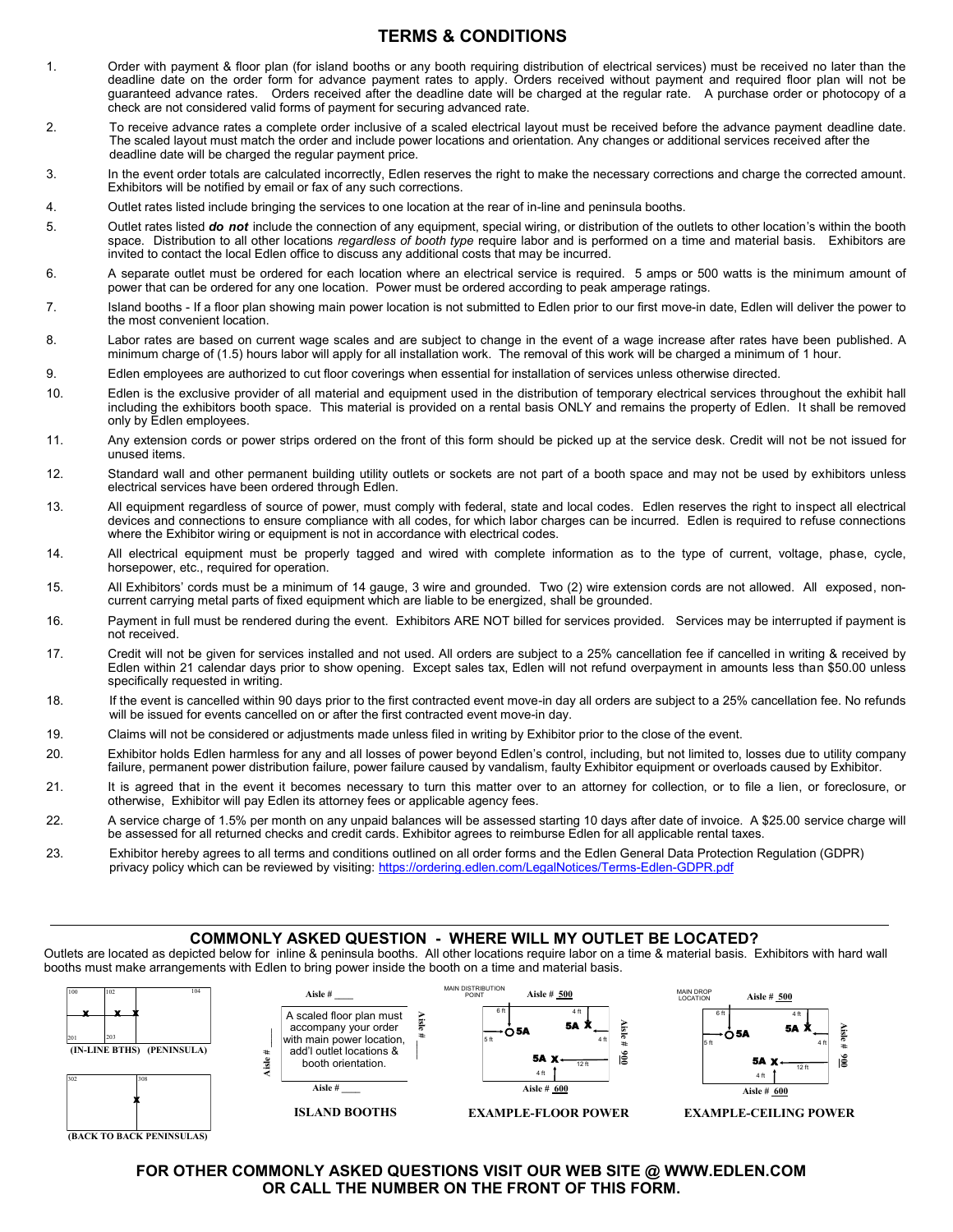# TERMS & CONDITIONS

1. Order with payment & floor plan (for island booths or any booth requiring distribution of electrical services) must be received no later than the deadline date on the order form for advance payment rates to apply. Orders received without payment and required floor plan will not be guaranteed advance rates. Orders received after the deadline date will be charged at the regular rate. A purchase order or photocopy of a check are not considered valid forms of payment for securing advanced rate.
2. To receive advance rates a complete order inclusive of a scaled electrical layout must be received before the advance payment deadline date. The scaled layout must match the order and include power locations and orientation. Any changes or additional services received after the deadline date will be charged the regular payment price.
3. In the event order totals are calculated incorrectly, Edlen reserves the right to make the necessary corrections and charge the corrected amount. Exhibitors will be notified by email or fax of any such corrections.
4. Outlet rates listed include bringing the services to one location at the rear of in-line and peninsula booths.
5. Outlet rates listed ***do not*** include the connection of any equipment, special wiring, or distribution of the outlets to other location's within the booth space. Distribution to all other locations *regardless of booth type* require labor and is performed on a time and material basis. Exhibitors are invited to contact the local Edlen office to discuss any additional costs that may be incurred.
6. A separate outlet must be ordered for each location where an electrical service is required. 5 amps or 500 watts is the minimum amount of power that can be ordered for any one location. Power must be ordered according to peak amperage ratings.
7. Island booths - If a floor plan showing main power location is not submitted to Edlen prior to our first move-in date, Edlen will deliver the power to the most convenient location.
8. Labor rates are based on current wage scales and are subject to change in the event of a wage increase after rates have been published. A minimum charge of (1.5) hours labor will apply for all installation work. The removal of this work will be charged a minimum of 1 hour.
9. Edlen employees are authorized to cut floor coverings when essential for installation of services unless otherwise directed.
10. Edlen is the exclusive provider of all material and equipment used in the distribution of temporary electrical services throughout the exhibit hall including the exhibitors booth space. This material is provided on a rental basis ONLY and remains the property of Edlen. It shall be removed only by Edlen employees.
11. Any extension cords or power strips ordered on the front of this form should be picked up at the service desk. Credit will not be not issued for unused items.
12. Standard wall and other permanent building utility outlets or sockets are not part of a booth space and may not be used by exhibitors unless electrical services have been ordered through Edlen.
13. All equipment regardless of source of power, must comply with federal, state and local codes. Edlen reserves the right to inspect all electrical devices and connections to ensure compliance with all codes, for which labor charges can be incurred. Edlen is required to refuse connections where the Exhibitor wiring or equipment is not in accordance with electrical codes.
14. All electrical equipment must be properly tagged and wired with complete information as to the type of current, voltage, phase, cycle, horsepower, etc., required for operation.
15. All Exhibitors' cords must be a minimum of 14 gauge, 3 wire and grounded. Two (2) wire extension cords are not allowed. All exposed, non-current carrying metal parts of fixed equipment which are liable to be energized, shall be grounded.
16. Payment in full must be rendered during the event. Exhibitors ARE NOT billed for services provided. Services may be interrupted if payment is not received.
17. Credit will not be given for services installed and not used. All orders are subject to a 25% cancellation fee if cancelled in writing & received by Edlen within 21 calendar days prior to show opening. Except sales tax, Edlen will not refund overpayment in amounts less than $50.00 unless specifically requested in writing.
18. If the event is cancelled within 90 days prior to the first contracted event move-in day all orders are subject to a 25% cancellation fee. No refunds will be issued for events cancelled on or after the first contracted event move-in day.
19. Claims will not be considered or adjustments made unless filed in writing by Exhibitor prior to the close of the event.
20. Exhibitor holds Edlen harmless for any and all losses of power beyond Edlen's control, including, but not limited to, losses due to utility company failure, permanent power distribution failure, power failure caused by vandalism, faulty Exhibitor equipment or overloads caused by Exhibitor.
21. It is agreed that in the event it becomes necessary to turn this matter over to an attorney for collection, or to file a lien, or foreclosure, or otherwise, Exhibitor will pay Edlen its attorney fees or applicable agency fees.
22. A service charge of 1.5% per month on any unpaid balances will be assessed starting 10 days after date of invoice. A $25.00 service charge will be assessed for all returned checks and credit cards. Exhibitor agrees to reimburse Edlen for all applicable rental taxes.
23. Exhibitor hereby agrees to all terms and conditions outlined on all order forms and the Edlen General Data Protection Regulation (GDPR) privacy policy which can be reviewed by visiting: https://ordering.edlen.com/LegalNotices/Terms-Edlen-GDPR.pdf

---

## COMMONLY ASKED QUESTION - WHERE WILL MY OUTLET BE LOCATED?

Outlets are located as depicted below for inline & peninsula booths. All other locations require labor on a time & material basis. Exhibitors with hard wall booths must make arrangements with Edlen to bring power inside the booth on a time and material basis.

(IN-LINE BTHS) (PENINSULA) — booths 100, 102, 104, 201, 203

(BACK TO BACK PENINSULAS) — booths 302, 308

**ISLAND BOOTHS** — Aisle # ____ ; A scaled floor plan must accompany your order with main power location, add'l outlet locations & booth orientation.

**EXAMPLE-FLOOR POWER** — MAIN DISTRIBUTION POINT; Aisle # 500; Aisle # 600; Aisle # 900; 5A; 6 ft; 5 ft; 4 ft; 12 ft

**EXAMPLE-CEILING POWER** — MAIN DROP LOCATION; Aisle # 500; Aisle # 600; Aisle # 900; 5A; 6 ft; 5 ft; 4 ft; 12 ft

**FOR OTHER COMMONLY ASKED QUESTIONS VISIT OUR WEB SITE @ WWW.EDLEN.COM OR CALL THE NUMBER ON THE FRONT OF THIS FORM.**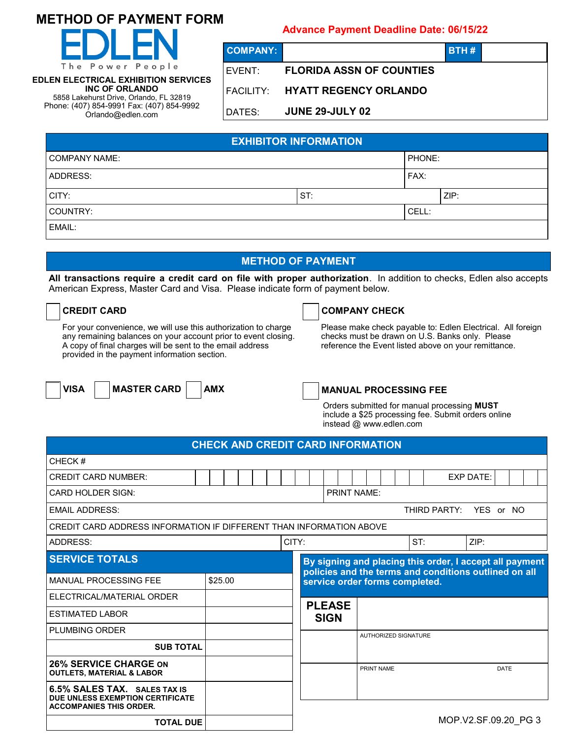# METHOD OF PAYMENT FORM

**EDLEN**
The Power People

**EDLEN ELECTRICAL EXHIBITION SERVICES INC OF ORLANDO**
5858 Lakehurst Drive, Orlando, FL 32819
Phone: (407) 854-9991 Fax: (407) 854-9992
Orlando@edlen.com

**Advance Payment Deadline Date: 06/15/22**

| **COMPANY:** | | **BTH #** | |
|---|---|---|---|
| EVENT: | **FLORIDA ASSN OF COUNTIES** | | |
| FACILITY: | **HYATT REGENCY ORLANDO** | | |
| DATES: | **JUNE 29-JULY 02** | | |

## EXHIBITOR INFORMATION

| | | |
|---|---|---|
| COMPANY NAME: | | PHONE: |
| ADDRESS: | | FAX: |
| CITY: | ST: | ZIP: |
| COUNTRY: | | CELL: |
| EMAIL: | | |

## METHOD OF PAYMENT

**All transactions require a credit card on file with proper authorization**. In addition to checks, Edlen also accepts American Express, Master Card and Visa. Please indicate form of payment below.

☐ **CREDIT CARD**

For your convenience, we will use this authorization to charge any remaining balances on your account prior to event closing. A copy of final charges will be sent to the email address provided in the payment information section.

☐ **VISA** ☐ **MASTER CARD** ☐ **AMX**

☐ **COMPANY CHECK**

Please make check payable to: Edlen Electrical. All foreign checks must be drawn on U.S. Banks only. Please reference the Event listed above on your remittance.

☐ **MANUAL PROCESSING FEE**

Orders submitted for manual processing **MUST** include a $25 processing fee. Submit orders online instead @ www.edlen.com

## CHECK AND CREDIT CARD INFORMATION

| | | | |
|---|---|---|---|
| CHECK # | | | |
| CREDIT CARD NUMBER: | | EXP DATE: | |
| CARD HOLDER SIGN: | | PRINT NAME: | |
| EMAIL ADDRESS: | | THIRD PARTY: YES or NO | |
| CREDIT CARD ADDRESS INFORMATION IF DIFFERENT THAN INFORMATION ABOVE | | | |
| ADDRESS: | CITY: | ST: | ZIP: |

## SERVICE TOTALS

| | |
|---|---|
| MANUAL PROCESSING FEE | $25.00 |
| ELECTRICAL/MATERIAL ORDER | |
| ESTIMATED LABOR | |
| PLUMBING ORDER | |
| **SUB TOTAL** | |
| **26% SERVICE CHARGE ON OUTLETS, MATERIAL & LABOR** | |
| **6.5% SALES TAX. SALES TAX IS DUE UNLESS EXEMPTION CERTIFICATE ACCOMPANIES THIS ORDER.** | |
| **TOTAL DUE** | |

**By signing and placing this order, I accept all payment policies and the terms and conditions outlined on all service order forms completed.**

**PLEASE SIGN**

AUTHORIZED SIGNATURE

PRINT NAME | DATE

MOP.V2.SF.09.20_PG 3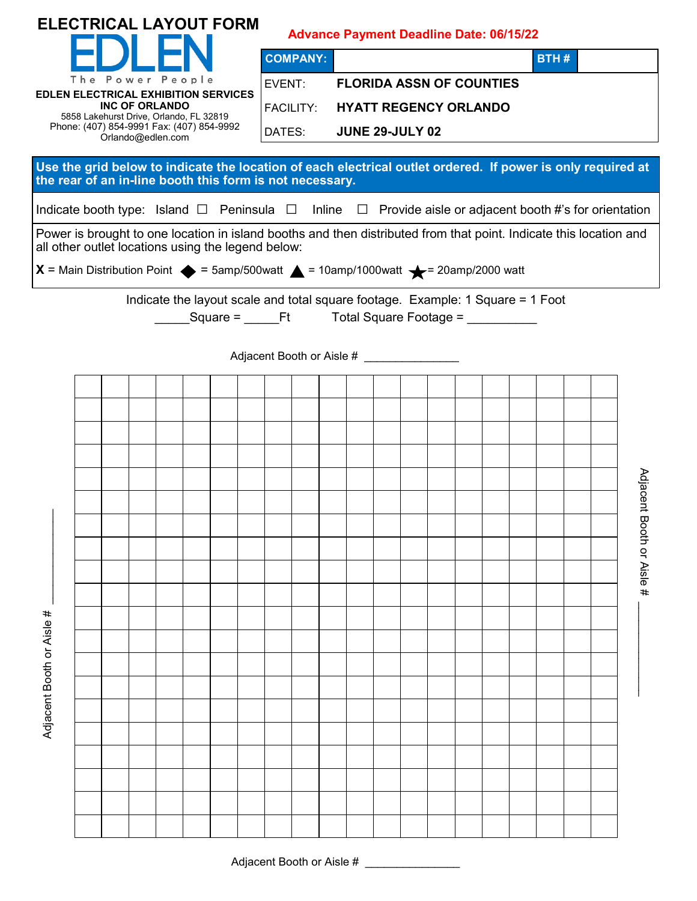# ELECTRICAL LAYOUT FORM

**EDLEN**

The Power People

**EDLEN ELECTRICAL EXHIBITION SERVICES INC OF ORLANDO**

5858 Lakehurst Drive, Orlando, FL 32819
Phone: (407) 854-9991 Fax: (407) 854-9992
Orlando@edlen.com

**Advance Payment Deadline Date: 06/15/22**

| **COMPANY:** | | **BTH #** | |
|---|---|---|---|
| EVENT: | **FLORIDA ASSN OF COUNTIES** | | |
| FACILITY: | **HYATT REGENCY ORLANDO** | | |
| DATES: | **JUNE 29-JULY 02** | | |

**Use the grid below to indicate the location of each electrical outlet ordered. If power is only required at the rear of an in-line booth this form is not necessary.**

Indicate booth type: Island ☐ Peninsula ☐ Inline ☐ Provide aisle or adjacent booth #'s for orientation

Power is brought to one location in island booths and then distributed from that point. Indicate this location and all other outlet locations using the legend below:

**X** = Main Distribution Point ◆ = 5amp/500watt ▲ = 10amp/1000watt ★ = 20amp/2000 watt

Indicate the layout scale and total square footage. Example: 1 Square = 1 Foot

_____Square = _____Ft Total Square Footage = __________

Adjacent Booth or Aisle # _______________

Adjacent Booth or Aisle # _______________

Adjacent Booth or Aisle # _______________

Adjacent Booth or Aisle # _______________